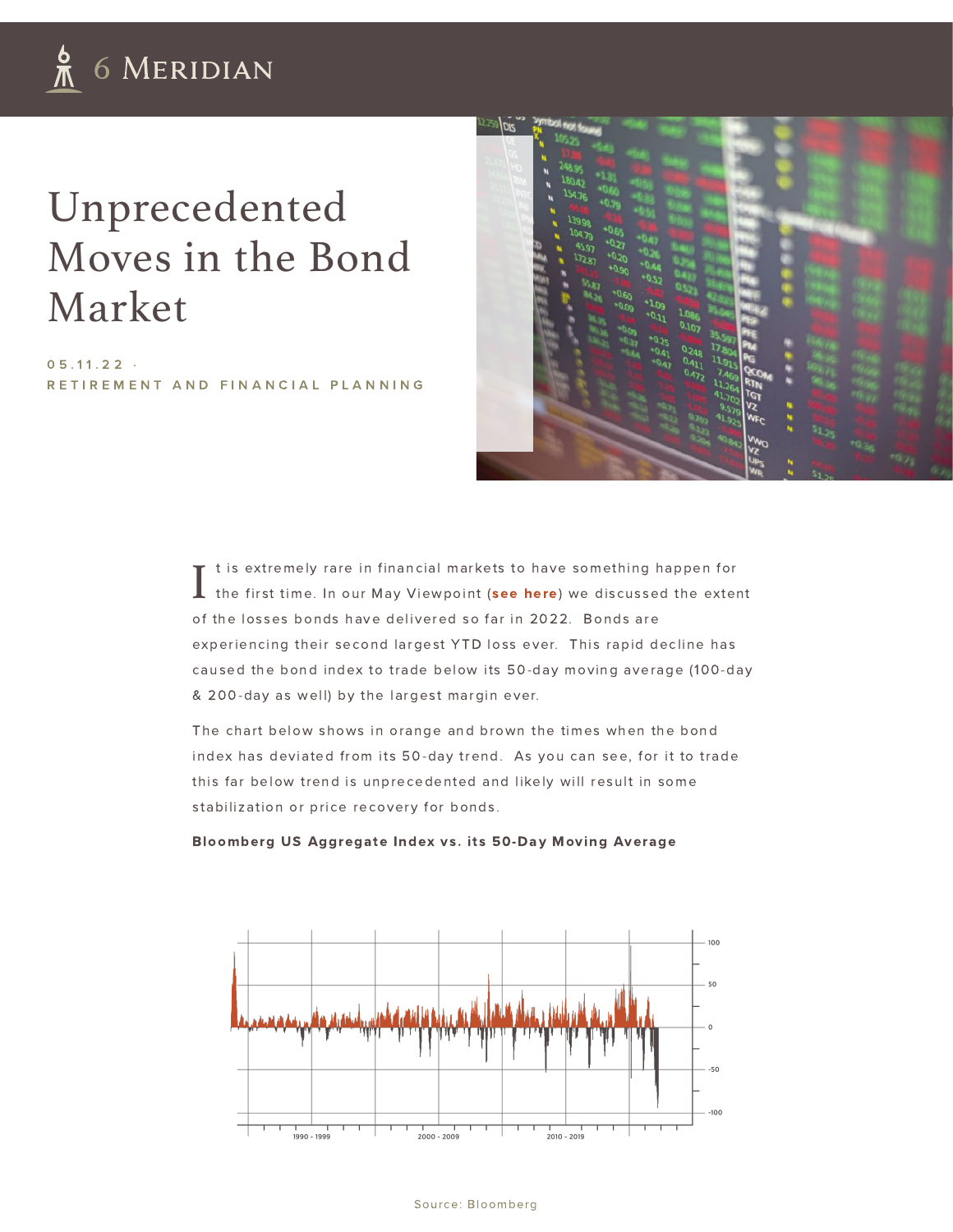# Unprecedented Moves in the Bond Market

05.11.22 · RETIREMENT AND FINANCIAL PLANNING

It is extremely rare in financial markets to have something happen for the first time. In our May Viewpoint (**see here**) we discussed the extent of the losses bonds have delivered so far in 2022. Bonds are experiencing their second largest YTD loss ever. This rapid decline has caused the bond index to trade below its 50-day moving average (100-day & 200-day as well) by the largest margin ever.

The chart below shows in orange and brown the times when the bond index has deviated from its 50-day trend. As you can see, for it to trade this far below trend is unprecedented and likely will result in some stabilization or price recovery for bonds.

**Bloomberg US Aggregate Index vs. its 50-Day Moving Average**

Source: Bloomberg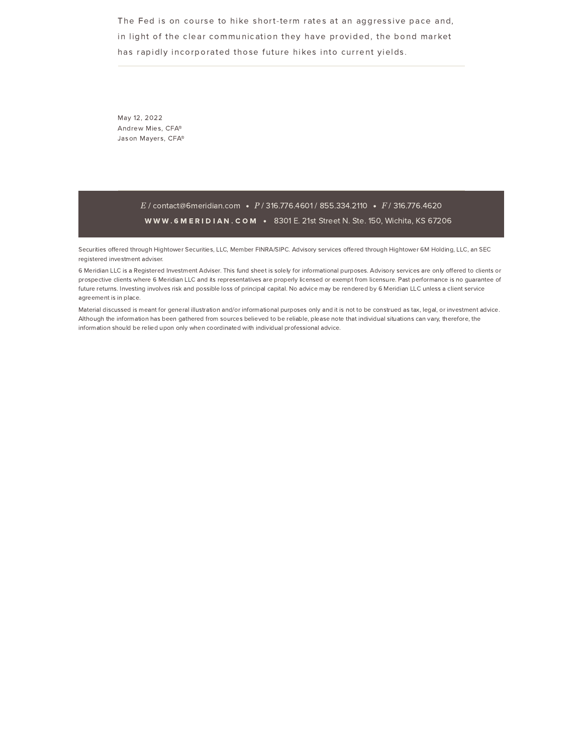The Fed is on course to hike short-term rates at an aggressive pace and, in light of the clear communication they have provided, the bond market has rapidly incorporated those future hikes into current yields.

---

May 12, 2022
Andrew Mies, CFA®
Jason Mayers, CFA®

*E* / contact@6meridian.com • *P* / 316.776.4601 / 855.334.2110 • *F* / 316.776.4620

**WWW.6MERIDIAN.COM** • 8301 E. 21st Street N. Ste. 150, Wichita, KS 67206

Securities offered through Hightower Securities, LLC, Member FINRA/SIPC. Advisory services offered through Hightower 6M Holding, LLC, an SEC registered investment adviser.

6 Meridian LLC is a Registered Investment Adviser. This fund sheet is solely for informational purposes. Advisory services are only offered to clients or prospective clients where 6 Meridian LLC and its representatives are properly licensed or exempt from licensure. Past performance is no guarantee of future returns. Investing involves risk and possible loss of principal capital. No advice may be rendered by 6 Meridian LLC unless a client service agreement is in place.

Material discussed is meant for general illustration and/or informational purposes only and it is not to be construed as tax, legal, or investment advice. Although the information has been gathered from sources believed to be reliable, please note that individual situations can vary, therefore, the information should be relied upon only when coordinated with individual professional advice.